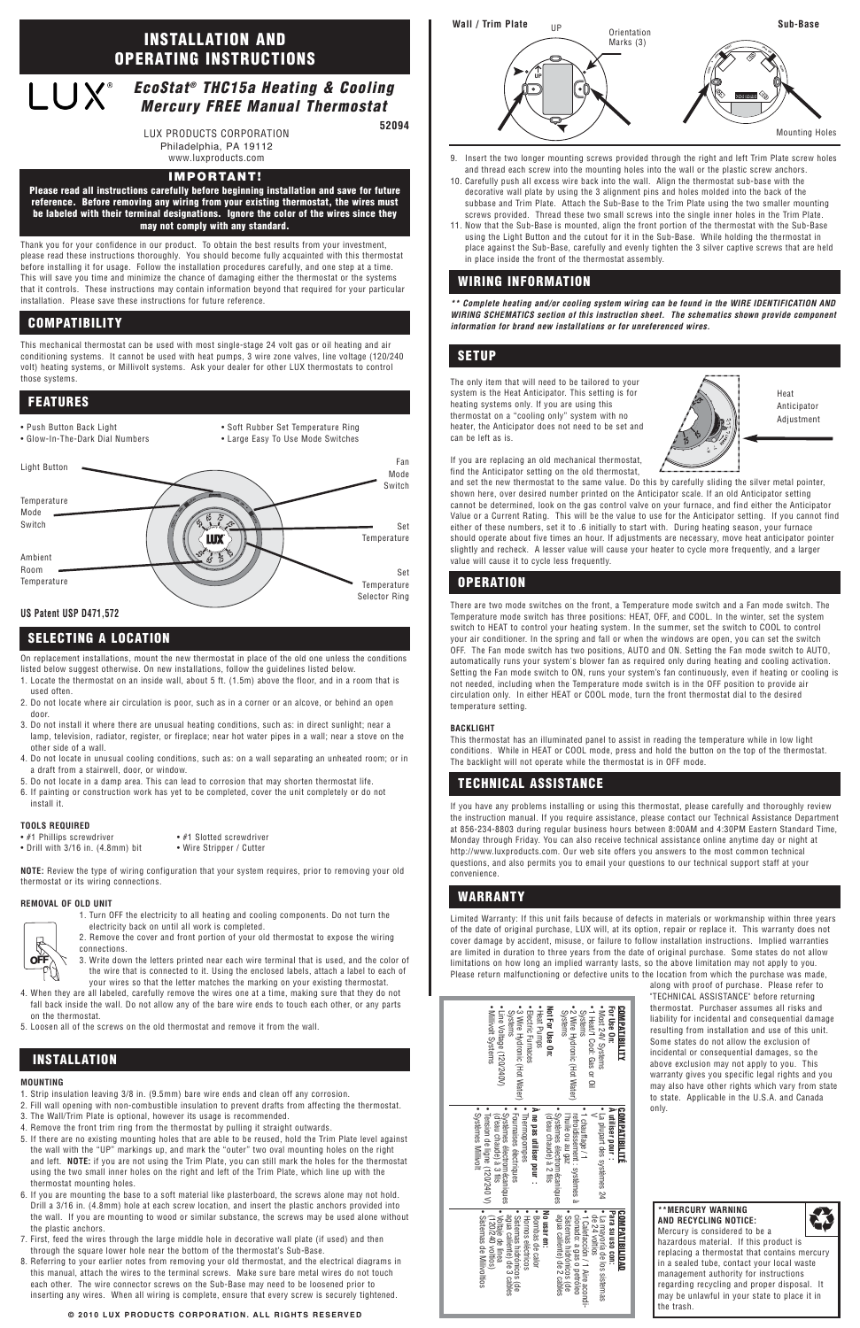// Placeholder: reasoning in this item is fine; no edit needed.

# INSTALLATION AND OPERATING INSTRUCTIONS

LUX®

## *EcoStat® THC15a Heating & Cooling Mercury FREE Manual Thermostat*

52094

LUX PRODUCTS CORPORATION
Philadelphia, PA 19112
www.luxproducts.com

### IMPORTANT!

**Please read all instructions carefully before beginning installation and save for future reference. Before removing any wiring from your existing thermostat, the wires must be labeled with their terminal designations. Ignore the color of the wires since they may not comply with any standard.**

Thank you for your confidence in our product. To obtain the best results from your investment, please read these instructions thoroughly. You should become fully acquainted with this thermostat before installing it for usage. Follow the installation procedures carefully, and one step at a time. This will save you time and minimize the chance of damaging either the thermostat or the systems that it controls. These instructions may contain information beyond that required for your particular installation. Please save these instructions for future reference.

## COMPATIBILITY

This mechanical thermostat can be used with most single-stage 24 volt gas or oil heating and air conditioning systems. It cannot be used with heat pumps, 3 wire zone valves, line voltage (120/240 volt) heating systems, or Millivolt systems. Ask your dealer for other LUX thermostats to control those systems.

## FEATURES

- Push Button Back Light
- Glow-In-The-Dark Dial Numbers
- Soft Rubber Set Temperature Ring
- Large Easy To Use Mode Switches

Light Button
Temperature Mode Switch
Ambient Room Temperature
Fan Mode Switch
Set Temperature
Set Temperature Selector Ring

**US Patent USP D471,572**

## SELECTING A LOCATION

On replacement installations, mount the new thermostat in place of the old one unless the conditions listed below suggest otherwise. On new installations, follow the guidelines listed below.

1. Locate the thermostat on an inside wall, about 5 ft. (1.5m) above the floor, and in a room that is used often.
2. Do not locate where air circulation is poor, such as in a corner or an alcove, or behind an open door.
3. Do not install it where there are unusual heating conditions, such as: in direct sunlight; near a lamp, television, radiator, register, or fireplace; near hot water pipes in a wall; near a stove on the other side of a wall.
4. Do not locate in unusual cooling conditions, such as: on a wall separating an unheated room; or in a draft from a stairwell, door, or window.
5. Do not locate in a damp area. This can lead to corrosion that may shorten thermostat life.
6. If painting or construction work has yet to be completed, cover the unit completely or do not install it.

**TOOLS REQUIRED**

- #1 Phillips screwdriver
- Drill with 3/16 in. (4.8mm) bit
- #1 Slotted screwdriver
- Wire Stripper / Cutter

**NOTE:** Review the type of wiring configuration that your system requires, prior to removing your old thermostat or its wiring connections.

**REMOVAL OF OLD UNIT**

OFF

1. Turn OFF the electricity to all heating and cooling components. Do not turn the electricity back on until all work is completed.
2. Remove the cover and front portion of your old thermostat to expose the wiring connections.
3. Write down the letters printed near each wire terminal that is used, and the color of the wire that is connected to it. Using the enclosed labels, attach a label to each of your wires so that the letter matches the marking on your existing thermostat.
4. When they are all labeled, carefully remove the wires one at a time, making sure that they do not fall back inside the wall. Do not allow any of the bare wire ends to touch each other, or any parts on the thermostat.
5. Loosen all of the screws on the old thermostat and remove it from the wall.

## INSTALLATION

**MOUNTING**

1. Strip insulation leaving 3/8 in. (9.5mm) bare wire ends and clean off any corrosion.
2. Fill wall opening with non-combustible insulation to prevent drafts from affecting the thermostat.
3. The Wall/Trim Plate is optional, however its usage is recommended.
4. Remove the front trim ring from the thermostat by pulling it straight outwards.
5. If there are no existing mounting holes that are able to be reused, hold the Trim Plate level against the wall with the "UP" markings up, and mark the "outer" two oval mounting holes on the right and left. **NOTE:** if you are not using the Trim Plate, you can still mark the holes for the thermostat using the two small inner holes on the right and left of the Trim Plate, which line up with the thermostat mounting holes.
6. If you are mounting the base to a soft material like plasterboard, the screws alone may not hold. Drill a 3/16 in. (4.8mm) hole at each screw location, and insert the plastic anchors provided into the wall. If you are mounting to wood or similar substance, the screws may be used alone without the plastic anchors.
7. First, feed the wires through the large middle hole in decorative wall plate (if used) and then through the square lower hole near the bottom of the thermostat's Sub-Base.
8. Referring to your earlier notes from removing your old thermostat, and the electrical diagrams in this manual, attach the wires to the terminal screws. Make sure bare metal wires do not touch each other. The wire connector screws on the Sub-Base may need to be loosened prior to inserting any wires. When all wiring is complete, ensure that every screw is securely tightened.

**Wall / Trim Plate** — UP — Orientation Marks (3)

**Sub-Base** — Mounting Holes

9. Insert the two longer mounting screws provided through the right and left Trim Plate screw holes and thread each screw into the mounting holes into the wall or the plastic screw anchors.
10. Carefully push all excess wire back into the wall. Align the thermostat sub-base with the decorative wall plate by using the 3 alignment pins and holes molded into the back of the subbase and Trim Plate. Attach the Sub-Base to the Trim Plate using the two smaller mounting screws provided. Thread these two small screws into the single inner holes in the Trim Plate.
11. Now that the Sub-Base is mounted, align the front portion of the thermostat with the Sub-Base using the Light Button and the cutout for it in the Sub-Base. While holding the thermostat in place against the Sub-Base, carefully and evenly tighten the 3 silver captive screws that are held in place inside the front of the thermostat assembly.

## WIRING INFORMATION

***\*\* Complete heating and/or cooling system wiring can be found in the WIRE IDENTIFICATION AND WIRING SCHEMATICS section of this instruction sheet. The schematics shown provide component information for brand new installations or for unreferenced wires.***

## SETUP

The only item that will need to be tailored to your system is the Heat Anticipator. This setting is for heating systems only. If you are using this thermostat on a "cooling only" system with no heater, the Anticipator does not need to be set and can be left as is.

Heat Anticipator Adjustment

If you are replacing an old mechanical thermostat, find the Anticipator setting on the old thermostat, and set the new thermostat to the same value. Do this by carefully sliding the silver metal pointer, shown here, over your desired number printed on the Anticipator scale. If an old Anticipator setting cannot be determined, look on the gas control valve on your furnace, and find either the Anticipator Value or a Current Rating. This will be the value to use for the Anticipator setting. If you cannot find either of these numbers, set it to .6 initially to start with. During heating season, your furnace should operate about five times an hour. If adjustments are necessary, move heat anticipator pointer slightly and recheck. A lesser value will cause your heater to cycle more frequently, and a larger value will cause it to cycle less frequently.

## OPERATION

There are two mode switches on the front, a Temperature mode switch and a Fan mode switch. The Temperature mode switch has three positions: HEAT, OFF, and COOL. In the winter, set the system switch to HEAT to control your heating system. In the summer, set the switch to COOL to control your air conditioner. In the spring and fall or when the windows are open, you can set the switch OFF. The Fan mode switch has two positions, AUTO and ON. Setting the Fan mode switch to AUTO, automatically runs your system's blower fan as required only during heating and cooling activation. Setting the Fan mode switch to ON, runs your system's fan continuously, even if heating or cooling is not needed, including when the Temperature mode switch is in the OFF position to provide air circulation only. In either HEAT or COOL mode, turn the front thermostat dial to the desired temperature setting.

**BACKLIGHT**

This thermostat has an illuminated panel to assist in reading the temperature while in low light conditions. While in HEAT or COOL mode, press and hold the button on the top of the thermostat. The backlight will not operate while the thermostat is in OFF mode.

## TECHNICAL ASSISTANCE

If you have any problems installing or using this thermostat, please carefully and thoroughly review the instruction manual. If you require assistance, please contact our Technical Assistance Department at 856-234-8803 during regular business hours between 8:00AM and 4:30PM Eastern Standard Time, Monday through Friday. You can also receive technical assistance online anytime day or night at http://www.luxproducts.com. Our web site offers you answers to the most common technical questions, and also permits you to email your questions to our technical support staff at your convenience.

## WARRANTY

Limited Warranty: If this unit fails because of defects in materials or workmanship within three years of the date of original purchase, LUX will, at its option, repair or replace it. This warranty does not cover damage by accident, misuse, or failure to follow installation instructions. Implied warranties are limited in duration to three years from the date of original purchase. Some states do not allow limitations on how long an implied warranty lasts, so the above limitation may not apply to you. Please return malfunctioning or defective units to the location from which the purchase was made, along with proof of purchase. Please refer to "TECHNICAL ASSISTANCE" before returning thermostat. Purchaser assumes all risks and liability for incidental and consequential damage resulting from installation and use of this unit. Some states do not allow the exclusion of incidental or consequential damages, so the above exclusion may not apply to you. This warranty gives you specific legal rights and you may also have other rights which vary from state to state. Applicable in the U.S.A. and Canada only.

**COMPATIBILITY**

**For Use On:**
- Most 24V Systems
- 1 Heat/1 Cool: Gas or Oil Systems
- 2 Wire Hydronic (Hot Water) Systems

**Not For Use On:**
- Heat Pumps
- Electric Furnaces
- 3 Wire Hydronic (Hot Water) Systems
- Line Voltage (120/240V)
- Millivolt Systems

**COMPATIBILITÉ**

**À utiliser pour :**
- La plupart des systèmes 24 V
- 1 chauffage / 1 refroidissement : systèmes à l'huile ou au gaz
- Systèmes hydroniques (d'eau chaude) à 2 fils

**À ne pas utiliser pour :**
- Thermopompes
- Fournaises électriques
- Systèmes hydroniques (d'eau chaude) à 3 fils
- Tension de ligne (120/240 V)
- Systèmes Millivolt

**COMPATIBILIDAD**

**Para su uso con:**
- La mayoría de los sistemas de 24 V
- 1 Calefacción / 1 Aire acondicionado: a gas o petróleo
- Sistemas hidrónicos (de agua caliente) de 2 cables

**No usar en:**
- Bombas de calor
- Hornos eléctricos
- Sistemas hidrónicos (de agua caliente) de 3 cables
- Voltaje de línea (120/240 voltios)
- Sistemas de Millivoltios

**\*\*MERCURY WARNING AND RECYCLING NOTICE:**
Mercury is considered to be a hazardous material. If this product is replacing a thermostat that contains mercury in a sealed tube, contact your local waste management authority for instructions regarding recycling and proper disposal. It may be unlawful in your state to place it in the trash.

© 2010 LUX PRODUCTS CORPORATION. ALL RIGHTS RESERVED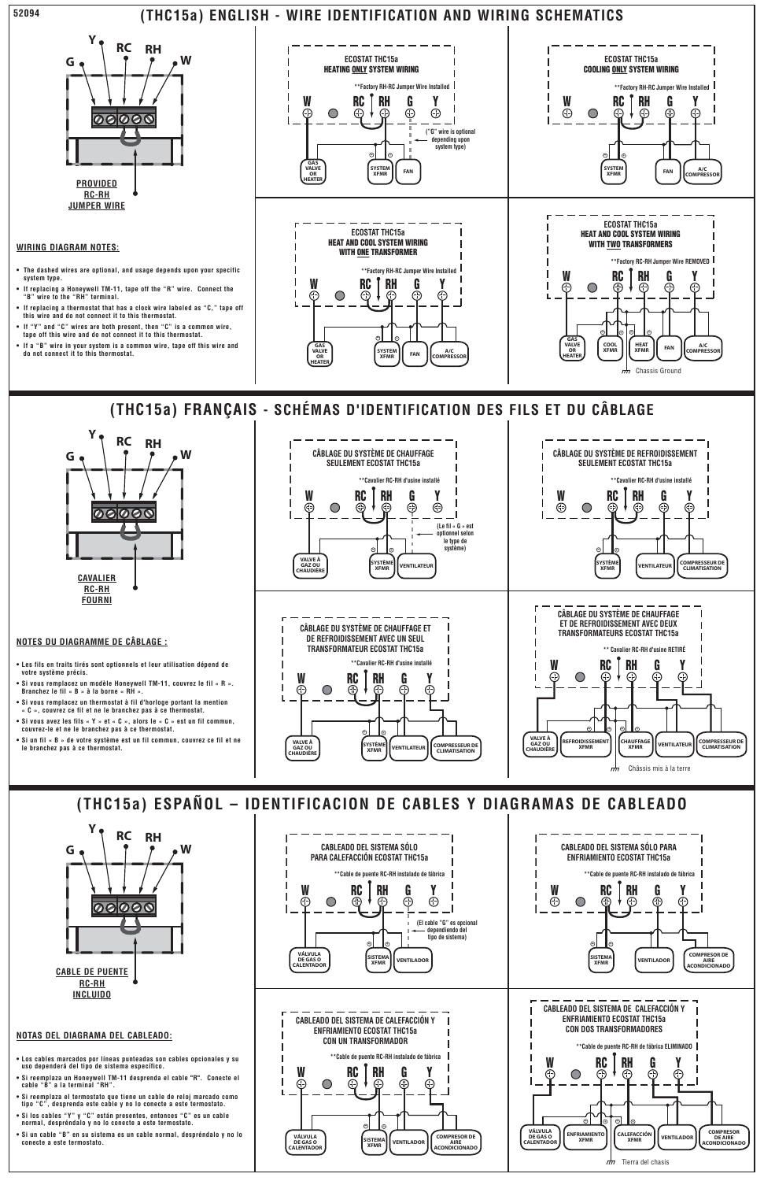52094

# (THC15a) ENGLISH - WIRE IDENTIFICATION AND WIRING SCHEMATICS

G Y RC RH W

PROVIDED RC-RH JUMPER WIRE

ECOSTAT THC15a
HEATING ONLY SYSTEM WIRING

**Factory RH-RC Jumper Wire Installed

W RC RH G Y

("G" wire is optional depending upon system type)

GAS VALVE OR HEATER | SYSTEM XFMR | FAN

ECOSTAT THC15a
COOLING ONLY SYSTEM WIRING

**Factory RH-RC Jumper Wire Installed

W RC RH G Y

SYSTEM XFMR | FAN | A/C COMPRESSOR

ECOSTAT THC15a
HEAT AND COOL SYSTEM WIRING
WITH ONE TRANSFORMER

**Factory RH-RC Jumper Wire Installed

W RC RH G Y

GAS VALVE OR HEATER | SYSTEM XFMR | FAN | A/C COMPRESSOR

ECOSTAT THC15a
HEAT AND COOL SYSTEM WIRING
WITH TWO TRANSFORMERS

**Factory RC-RH Jumper Wire REMOVED

W RC RH G Y

GAS VALVE OR HEATER | COOL XFMR | HEAT XFMR | FAN | A/C COMPRESSOR

Chassis Ground

**WIRING DIAGRAM NOTES:**

- The dashed wires are optional, and usage depends upon your specific system type.
- If replacing a Honeywell TM-11, tape off the "R" wire. Connect the "B" wire to the "RH" terminal.
- If replacing a thermostat that has a clock wire labeled as "C," tape off this wire and do not connect it to this thermostat.
- If "Y" and "C" wires are both present, then "C" is a common wire, tape off this wire and do not connect it to this thermostat.
- If a "B" wire in your system is a common wire, tape off this wire and do not connect it to this thermostat.

# (THC15a) FRANÇAIS - SCHÉMAS D'IDENTIFICATION DES FILS ET DU CÂBLAGE

G Y RC RH W

CAVALIER RC-RH FOURNI

CÂBLAGE DU SYSTÈME DE CHAUFFAGE
SEULEMENT ECOSTAT THC15a

**Cavalier RC-RH d'usine installé

W RC RH G Y

(Le fil « G » est optionnel selon le type de système)

VALVE À GAZ OU CHAUDIÈRE | SYSTÈME XFMR | VENTILATEUR

CÂBLAGE DU SYSTÈME DE REFROIDISSEMENT
SEULEMENT ECOSTAT THC15a

**Cavalier RC-RH d'usine installé

W RC RH G Y

SYSTÈME XFMR | VENTILATEUR | COMPRESSEUR DE CLIMATISATION

CÂBLAGE DU SYSTÈME DE CHAUFFAGE ET
DE REFROIDISSEMENT AVEC UN SEUL
TRANSFORMATEUR ECOSTAT THC15a

**Cavalier RC-RH d'usine installé

W RC RH G Y

VALVE À GAZ OU CHAUDIÈRE | SYSTÈME XFMR | VENTILATEUR | COMPRESSEUR DE CLIMATISATION

CÂBLAGE DU SYSTÈME DE CHAUFFAGE
ET DE REFROIDISSEMENT AVEC DEUX
TRANSFORMATEURS ECOSTAT THC15a

** Cavalier RC-RH d'usine RETIRÉ

W RC RH G Y

VALVE À GAZ OU CHAUDIÈRE | REFROIDISSEMENT XFMR | CHAUFFAGE XFMR | VENTILATEUR | COMPRESSEUR DE CLIMATISATION

Châssis mis à la terre

**NOTES DU DIAGRAMME DE CÂBLAGE :**

- Les fils en traits tirés sont optionnels et leur utilisation dépend de votre système précis.
- Si vous remplacez un modèle Honeywell TM-11, couvrez le fil « R ». Branchez le fil « B » à la borne « RH ».
- Si vous remplacez un thermostat à fil d'horloge portant la mention « C », couvrez ce fil et ne le branchez pas à ce thermostat.
- Si vous avez les fils « Y » et « C », alors le « C » est un fil commun, couvrez-le et ne le branchez pas à ce thermostat.
- Si un fil « B » de votre système est un fil commun, couvrez ce fil et ne le branchez pas à ce thermostat.

# (THC15a) ESPAÑOL – IDENTIFICACION DE CABLES Y DIAGRAMAS DE CABLEADO

G Y RC RH W

CABLE DE PUENTE RC-RH INCLUIDO

CABLEADO DEL SISTEMA SÓLO
PARA CALEFACCIÓN ECOSTAT THC15a

**Cable de puente RC-RH instalado de fábrica

W RC RH G Y

(El cable "G" es opcional dependiendo del tipo de sistema)

VÁLVULA DE GAS O CALENTADOR | SISTEMA XFMR | VENTILADOR

CABLEADO DEL SISTEMA SÓLO PARA
ENFRIAMIENTO ECOSTAT THC15a

**Cable de puente RC-RH instalado de fábrica

W RC RH G Y

SISTEMA XFMR | VENTILADOR | COMPRESOR DE AIRE ACONDICIONADO

CABLEADO DEL SISTEMA DE CALEFACCIÓN Y
ENFRIAMIENTO ECOSTAT THC15a
CON UN TRANSFORMADOR

**Cable de puente RC-RH instalado de fábrica

W RC RH G Y

VÁLVULA DE GAS O CALENTADOR | SISTEMA XFMR | VENTILADOR | COMPRESOR DE AIRE ACONDICIONADO

CABLEADO DEL SISTEMA DE CALEFACCIÓN Y
ENFRIAMIENTO ECOSTAT THC15a
CON DOS TRANSFORMADORES

**Cable de puente RC-RH de fábrica ELIMINADO

W RC RH G Y

VÁLVULA DE GAS O CALENTADOR | ENFRIAMIENTO XFMR | CALEFACCIÓN XFMR | VENTILADOR | COMPRESOR DE AIRE ACONDICIONADO

Tierra del chasis

**NOTAS DEL DIAGRAMA DEL CABLEADO:**

- Los cables marcados por líneas punteadas son cables opcionales y su uso dependerá del tipo de sistema específico.
- Si reemplaza un Honeywell TM-11 desprenda el cable "R". Conecte el cable "B" a la terminal "RH".
- Si reemplaza el termostato que tiene un cable de reloj marcado como tipo "C", desprenda este cable y no lo conecte a este termostato.
- Si los cables "Y" y "C" están presentes, entonces "C" es un cable normal, despréndalo y no lo conecte a este termostato.
- Si un cable "B" en su sistema es un cable normal, despréndalo y no lo conecte a este termostato.